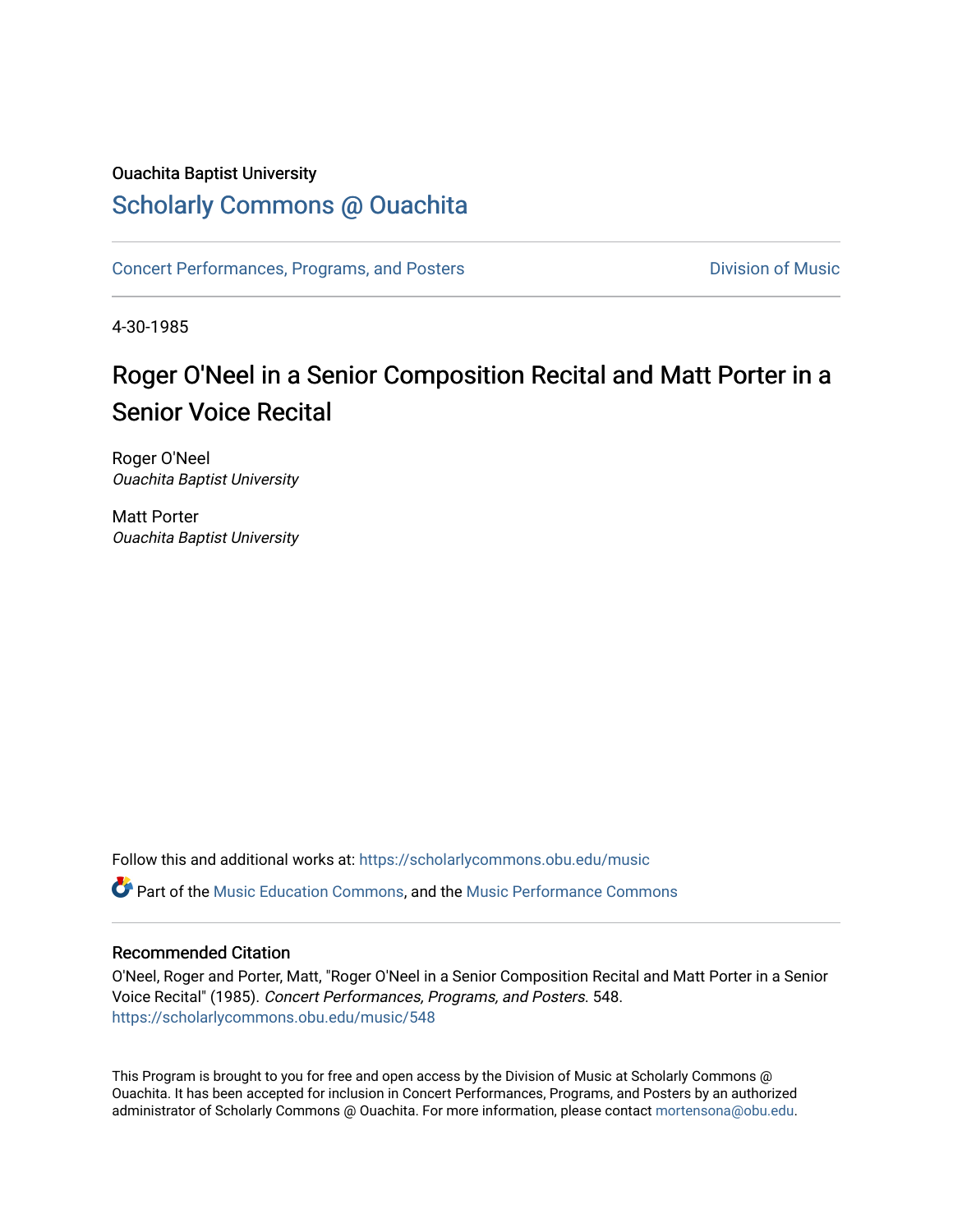Ouachita Baptist University

# Scholarly Commons @ Ouachita

Concert Performances, Programs, and Posters | Division of Music

4-30-1985

## Roger O'Neel in a Senior Composition Recital and Matt Porter in a Senior Voice Recital

Roger O'Neel
*Ouachita Baptist University*

Matt Porter
*Ouachita Baptist University*

Follow this and additional works at: https://scholarlycommons.obu.edu/music

Part of the Music Education Commons, and the Music Performance Commons

### Recommended Citation

O'Neel, Roger and Porter, Matt, "Roger O'Neel in a Senior Composition Recital and Matt Porter in a Senior Voice Recital" (1985). *Concert Performances, Programs, and Posters*. 548.
https://scholarlycommons.obu.edu/music/548

This Program is brought to you for free and open access by the Division of Music at Scholarly Commons @ Ouachita. It has been accepted for inclusion in Concert Performances, Programs, and Posters by an authorized administrator of Scholarly Commons @ Ouachita. For more information, please contact mortensona@obu.edu.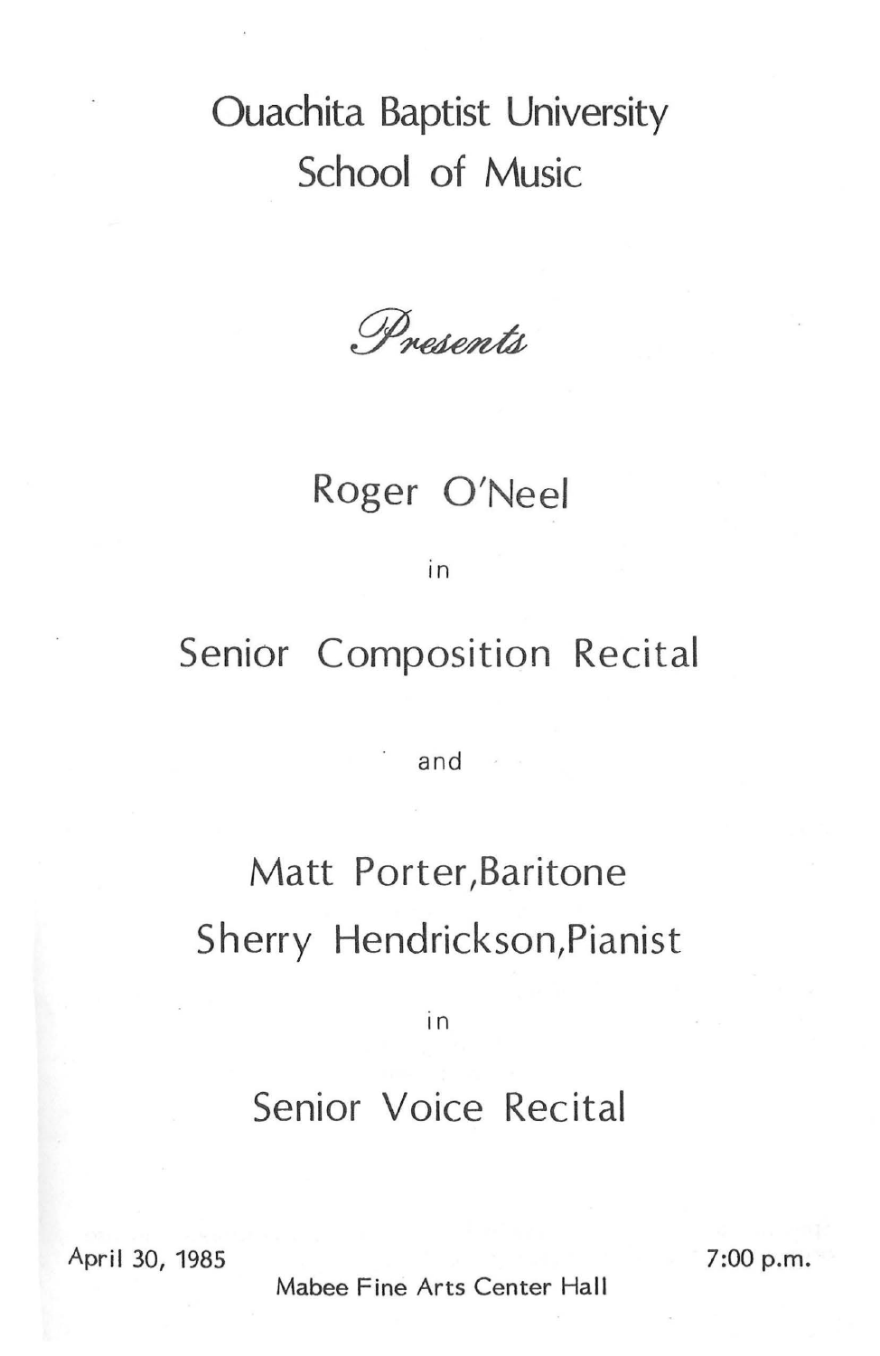# Ouachita Baptist University
## School of Music

*Presents*

## Roger O'Neel

in

## Senior Composition Recital

and

## Matt Porter, Baritone
## Sherry Hendrickson, Pianist

in

## Senior Voice Recital

April 30, 1985

Mabee Fine Arts Center Hall

7:00 p.m.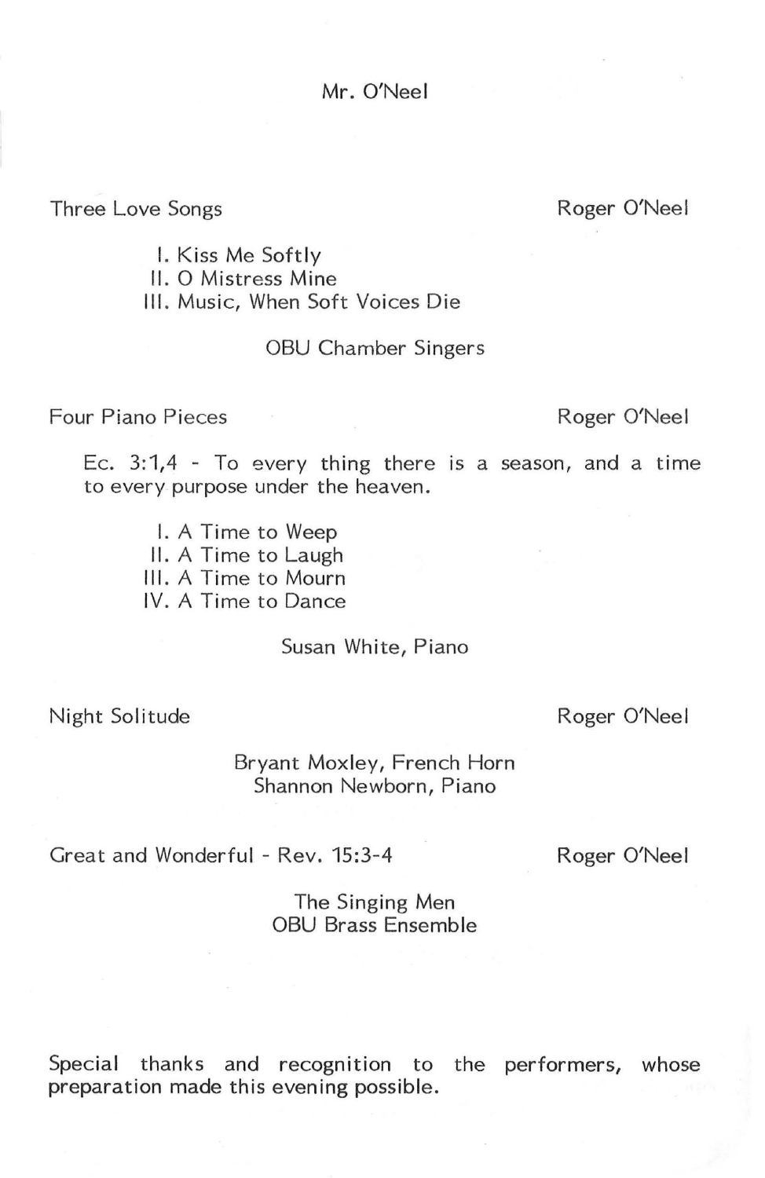Mr. O'Neel

Three Love Songs — Roger O'Neel

I. Kiss Me Softly
II. O Mistress Mine
III. Music, When Soft Voices Die

OBU Chamber Singers

Four Piano Pieces — Roger O'Neel

Ec. 3:1,4 - To every thing there is a season, and a time to every purpose under the heaven.

I. A Time to Weep
II. A Time to Laugh
III. A Time to Mourn
IV. A Time to Dance

Susan White, Piano

Night Solitude — Roger O'Neel

Bryant Moxley, French Horn
Shannon Newborn, Piano

Great and Wonderful - Rev. 15:3-4 — Roger O'Neel

The Singing Men
OBU Brass Ensemble

Special thanks and recognition to the performers, whose preparation made this evening possible.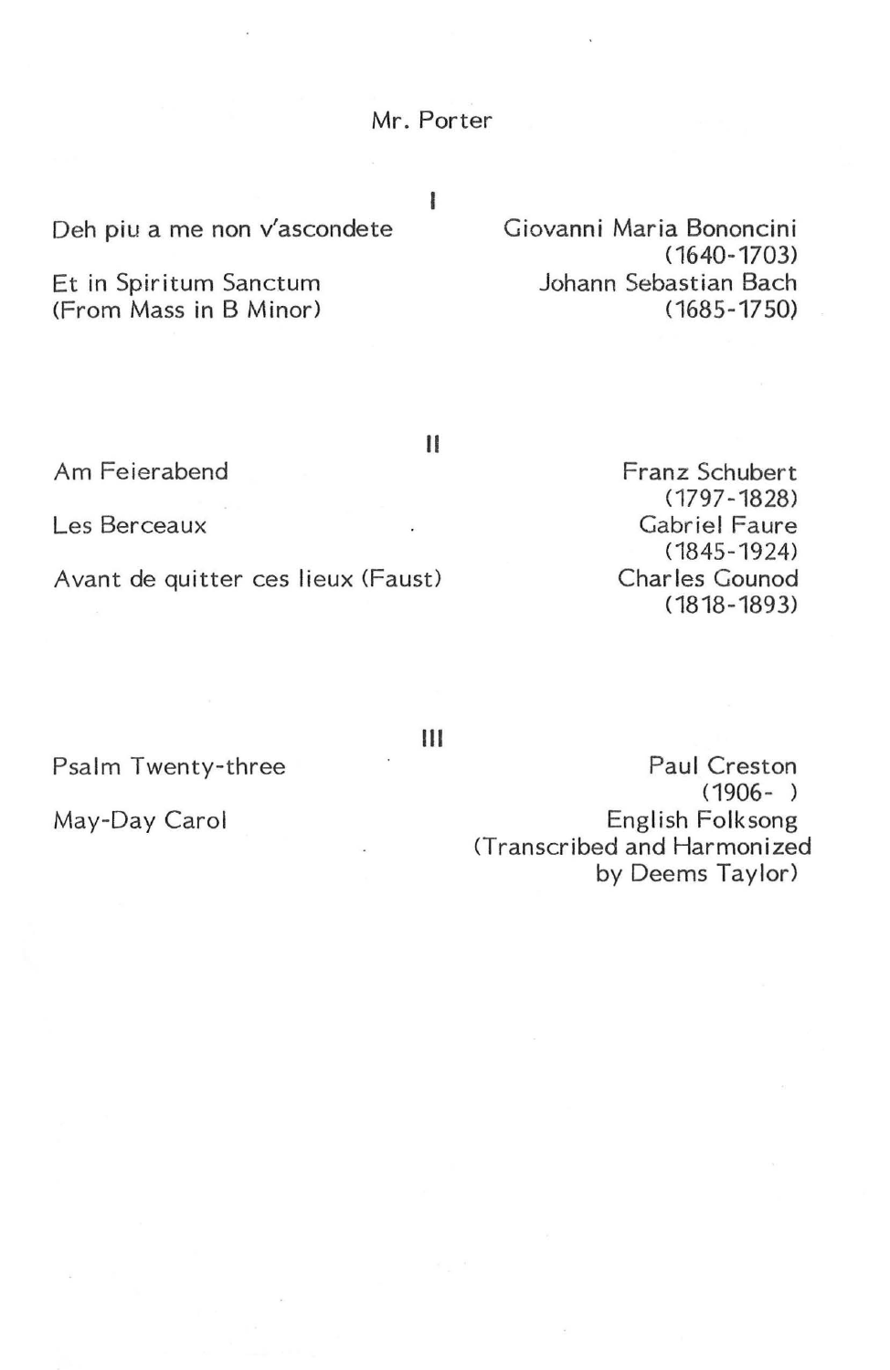## Mr. Porter

### I

| | |
|---|---|
| Deh piu a me non v'ascondete | Giovanni Maria Bononcini (1640-1703) |
| Et in Spiritum Sanctum (From Mass in B Minor) | Johann Sebastian Bach (1685-1750) |

### II

| | |
|---|---|
| Am Feierabend | Franz Schubert (1797-1828) |
| Les Berceaux | Gabriel Faure (1845-1924) |
| Avant de quitter ces lieux (Faust) | Charles Gounod (1818-1893) |

### III

| | |
|---|---|
| Psalm Twenty-three | Paul Creston (1906- ) |
| May-Day Carol | English Folksong (Transcribed and Harmonized by Deems Taylor) |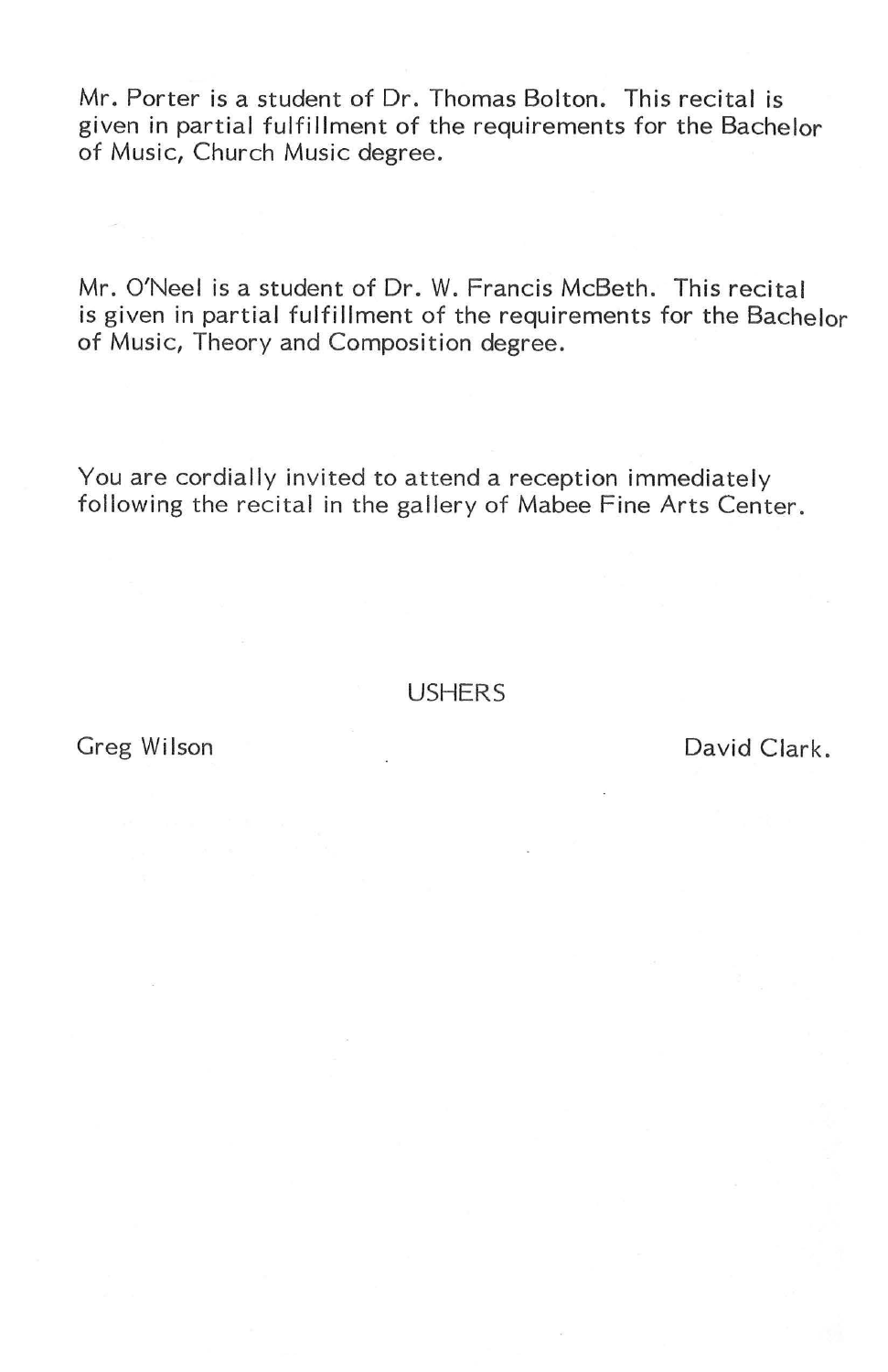Mr. Porter is a student of Dr. Thomas Bolton. This recital is given in partial fulfillment of the requirements for the Bachelor of Music, Church Music degree.

Mr. O'Neel is a student of Dr. W. Francis McBeth. This recital is given in partial fulfillment of the requirements for the Bachelor of Music, Theory and Composition degree.

You are cordially invited to attend a reception immediately following the recital in the gallery of Mabee Fine Arts Center.

USHERS

Greg Wilson

David Clark.